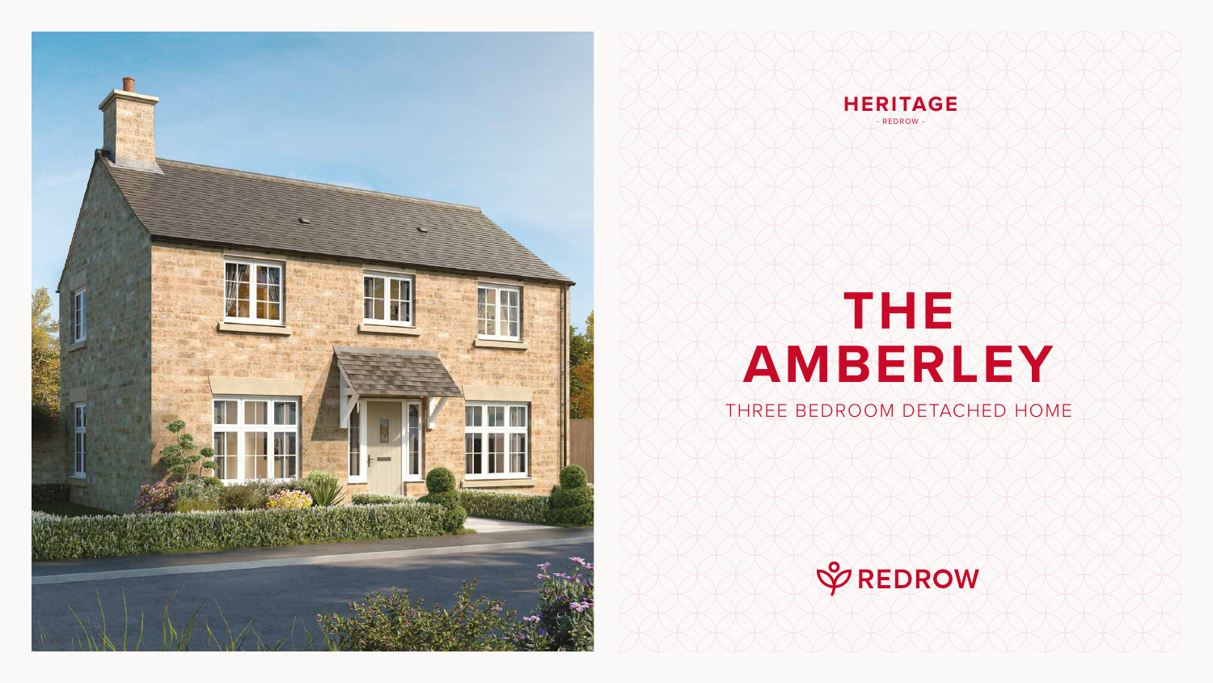HERITAGE

- REDROW -

# THE AMBERLEY

THREE BEDROOM DETACHED HOME

REDROW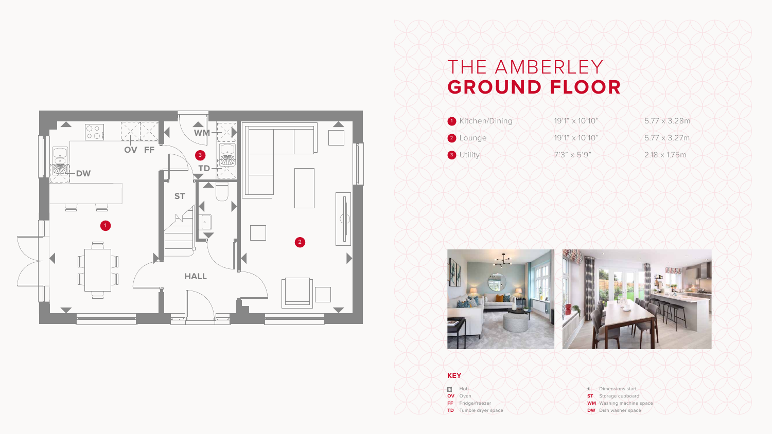# THE AMBERLEY
## GROUND FLOOR

| | | |
|---|---|---|
| 1 Kitchen/Dining | 19'1" x 10'10" | 5.77 x 3.28m |
| 2 Lounge | 19'1" x 10'10" | 5.77 x 3.27m |
| 3 Utility | 7'3" x 5'9" | 2.18 x 1.75m |

### KEY

- Hob
- **OV** Oven
- **FF** Fridge/freezer
- **TD** Tumble dryer space
- Dimensions start
- **ST** Storage cupboard
- **WM** Washing machine space
- **DW** Dish washer space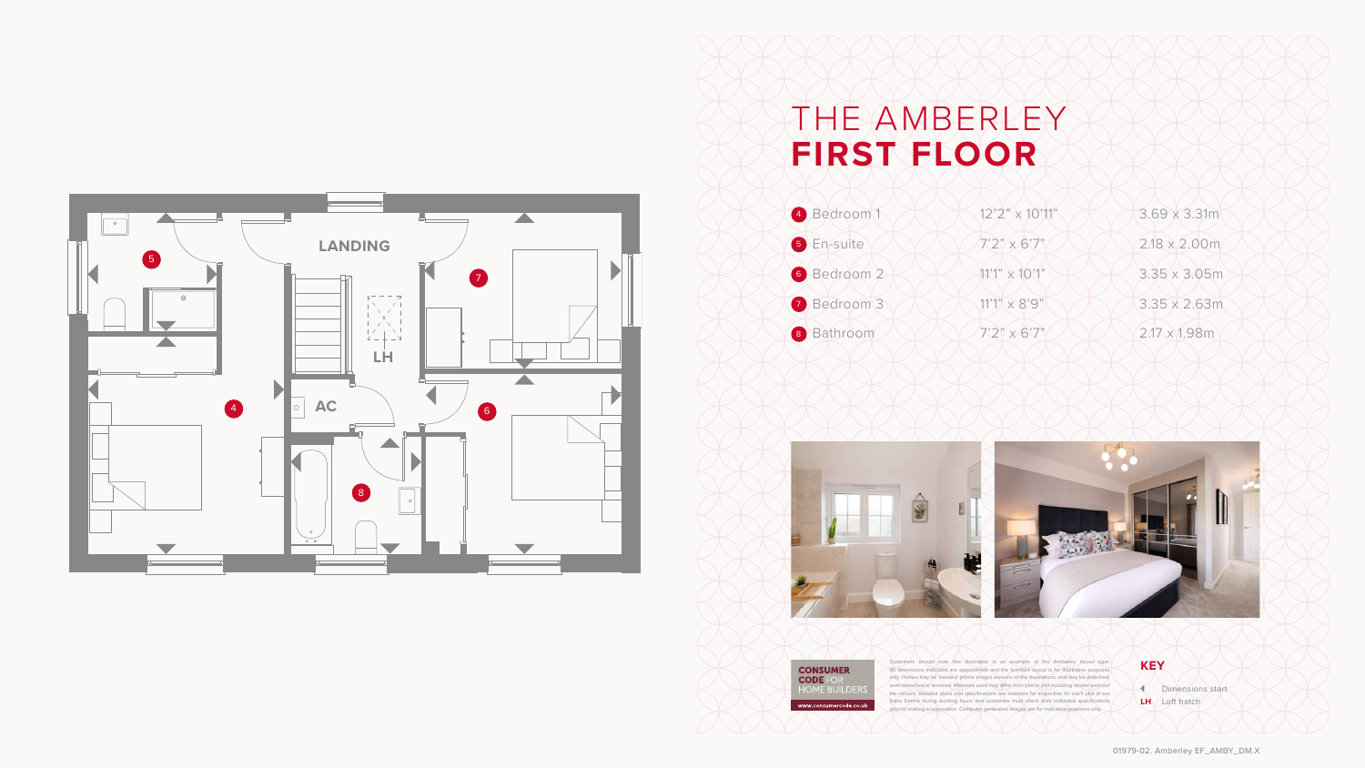# THE AMBERLEY

## FIRST FLOOR

| | | |
|---|---|---|
| 4 Bedroom 1 | 12'2" x 10'11" | 3.69 x 3.31m |
| 5 En-suite | 7'2" x 6'7" | 2.18 x 2.00m |
| 6 Bedroom 2 | 11'1" x 10'1" | 3.35 x 3.05m |
| 7 Bedroom 3 | 11'1" x 8'9" | 3.35 x 2.63m |
| 8 Bathroom | 7'2" x 6'7" | 2.17 x 1.98m |

LANDING

LH

AC

CONSUMER CODE FOR HOME BUILDERS

www.consumercode.co.uk

Customers should note this illustration is an example of the Amberley house type. All dimensions indicated are approximate and the furniture layout is for illustrative purposes only. Homes may be 'handed' (mirror image) versions of the illustrations, and may be detached, semi-detached or terraced. Materials used may differ from plot to plot including render and roof tile colours. Detailed plans and specifications are available for inspection for each plot at our Sales Centre during working hours and customers must check their individual specifications prior to making a reservation. Computer generated images are for indicative purposes only.

**KEY**

◄ Dimensions start

LH Loft hatch

01979-02. Amberley EF_AMBY_DM.X